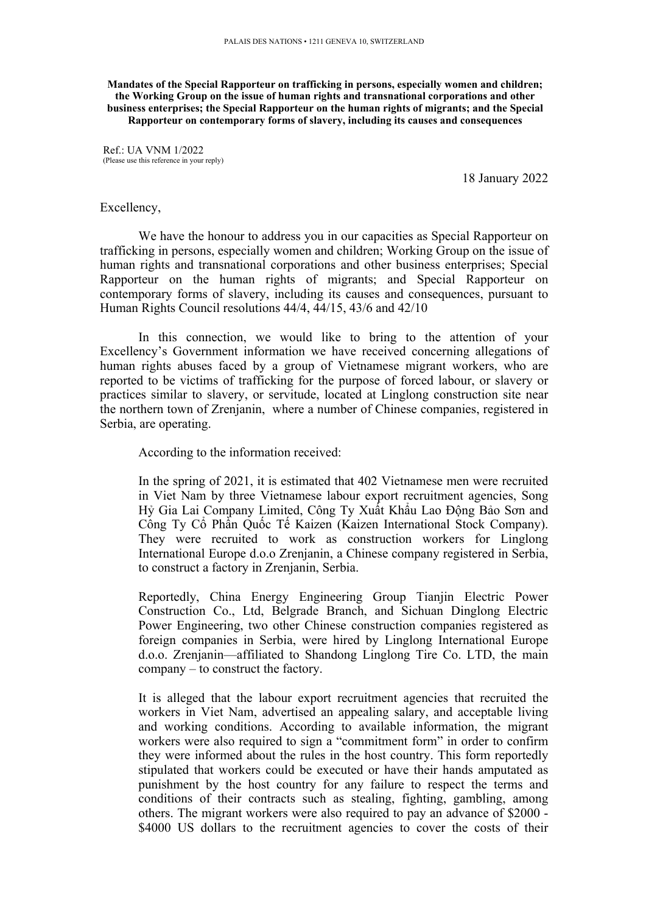PALAIS DES NATIONS • 1211 GENEVA 10, SWITZERLAND

**Mandates of the Special Rapporteur on trafficking in persons, especially women and children; the Working Group on the issue of human rights and transnational corporations and other business enterprises; the Special Rapporteur on the human rights of migrants; and the Special Rapporteur on contemporary forms of slavery, including its causes and consequences**

Ref.: UA VNM 1/2022
(Please use this reference in your reply)

18 January 2022

Excellency,

We have the honour to address you in our capacities as Special Rapporteur on trafficking in persons, especially women and children; Working Group on the issue of human rights and transnational corporations and other business enterprises; Special Rapporteur on the human rights of migrants; and Special Rapporteur on contemporary forms of slavery, including its causes and consequences, pursuant to Human Rights Council resolutions 44/4, 44/15, 43/6 and 42/10

In this connection, we would like to bring to the attention of your Excellency's Government information we have received concerning allegations of human rights abuses faced by a group of Vietnamese migrant workers, who are reported to be victims of trafficking for the purpose of forced labour, or slavery or practices similar to slavery, or servitude, located at Linglong construction site near the northern town of Zrenjanin, where a number of Chinese companies, registered in Serbia, are operating.

According to the information received:

> In the spring of 2021, it is estimated that 402 Vietnamese men were recruited in Viet Nam by three Vietnamese labour export recruitment agencies, Song Hỷ Gia Lai Company Limited, Công Ty Xuất Khẩu Lao Động Bảo Sơn and Công Ty Cổ Phần Quốc Tế Kaizen (Kaizen International Stock Company). They were recruited to work as construction workers for Linglong International Europe d.o.o Zrenjanin, a Chinese company registered in Serbia, to construct a factory in Zrenjanin, Serbia.
>
> Reportedly, China Energy Engineering Group Tianjin Electric Power Construction Co., Ltd, Belgrade Branch, and Sichuan Dinglong Electric Power Engineering, two other Chinese construction companies registered as foreign companies in Serbia, were hired by Linglong International Europe d.o.o. Zrenjanin—affiliated to Shandong Linglong Tire Co. LTD, the main company – to construct the factory.
>
> It is alleged that the labour export recruitment agencies that recruited the workers in Viet Nam, advertised an appealing salary, and acceptable living and working conditions. According to available information, the migrant workers were also required to sign a "commitment form" in order to confirm they were informed about the rules in the host country. This form reportedly stipulated that workers could be executed or have their hands amputated as punishment by the host country for any failure to respect the terms and conditions of their contracts such as stealing, fighting, gambling, among others. The migrant workers were also required to pay an advance of $2000 - $4000 US dollars to the recruitment agencies to cover the costs of their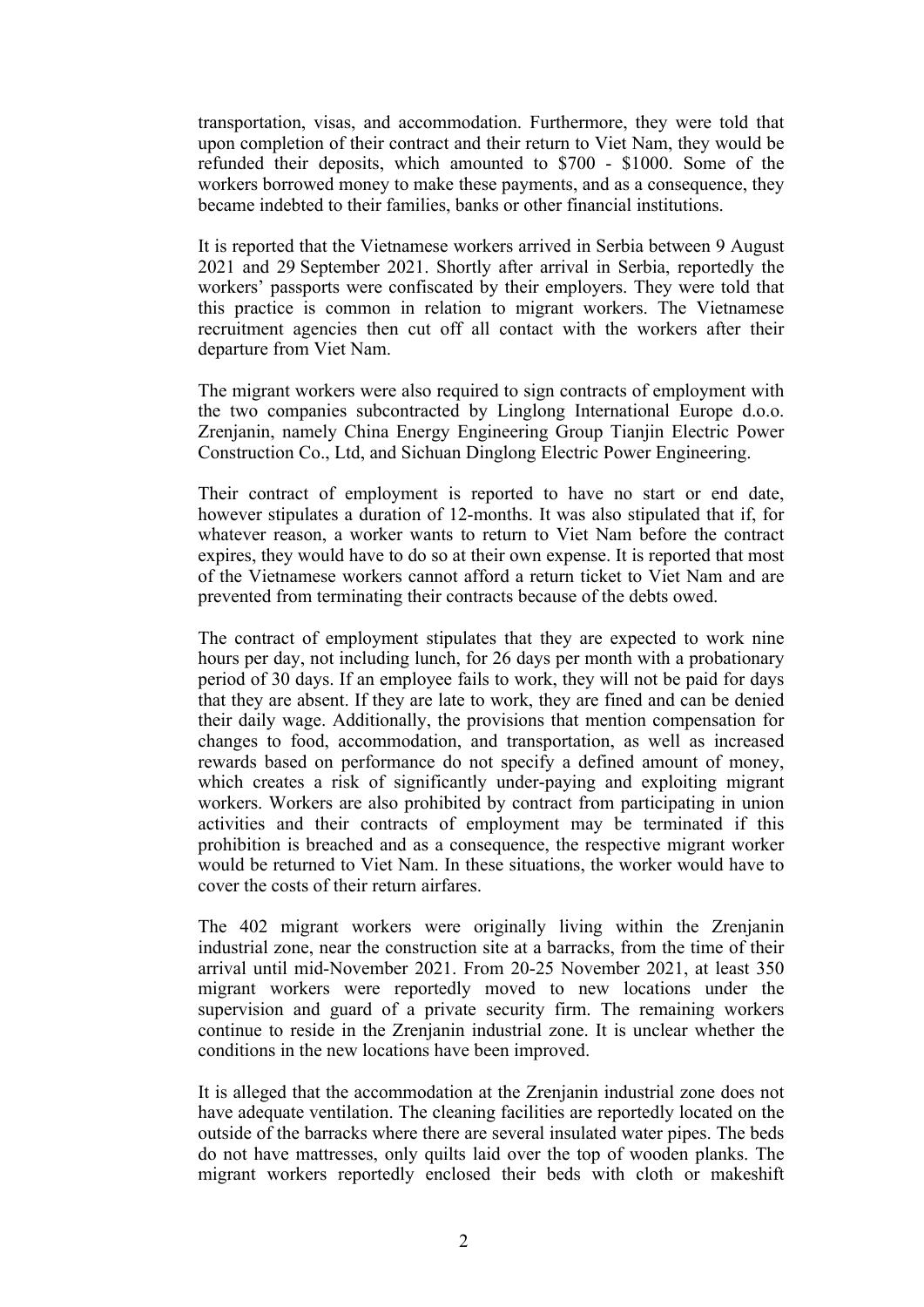transportation, visas, and accommodation. Furthermore, they were told that upon completion of their contract and their return to Viet Nam, they would be refunded their deposits, which amounted to $700 - $1000. Some of the workers borrowed money to make these payments, and as a consequence, they became indebted to their families, banks or other financial institutions.

It is reported that the Vietnamese workers arrived in Serbia between 9 August 2021 and 29 September 2021. Shortly after arrival in Serbia, reportedly the workers' passports were confiscated by their employers. They were told that this practice is common in relation to migrant workers. The Vietnamese recruitment agencies then cut off all contact with the workers after their departure from Viet Nam.

The migrant workers were also required to sign contracts of employment with the two companies subcontracted by Linglong International Europe d.o.o. Zrenjanin, namely China Energy Engineering Group Tianjin Electric Power Construction Co., Ltd, and Sichuan Dinglong Electric Power Engineering.

Their contract of employment is reported to have no start or end date, however stipulates a duration of 12-months. It was also stipulated that if, for whatever reason, a worker wants to return to Viet Nam before the contract expires, they would have to do so at their own expense. It is reported that most of the Vietnamese workers cannot afford a return ticket to Viet Nam and are prevented from terminating their contracts because of the debts owed.

The contract of employment stipulates that they are expected to work nine hours per day, not including lunch, for 26 days per month with a probationary period of 30 days. If an employee fails to work, they will not be paid for days that they are absent. If they are late to work, they are fined and can be denied their daily wage. Additionally, the provisions that mention compensation for changes to food, accommodation, and transportation, as well as increased rewards based on performance do not specify a defined amount of money, which creates a risk of significantly under-paying and exploiting migrant workers. Workers are also prohibited by contract from participating in union activities and their contracts of employment may be terminated if this prohibition is breached and as a consequence, the respective migrant worker would be returned to Viet Nam. In these situations, the worker would have to cover the costs of their return airfares.

The 402 migrant workers were originally living within the Zrenjanin industrial zone, near the construction site at a barracks, from the time of their arrival until mid-November 2021. From 20-25 November 2021, at least 350 migrant workers were reportedly moved to new locations under the supervision and guard of a private security firm. The remaining workers continue to reside in the Zrenjanin industrial zone. It is unclear whether the conditions in the new locations have been improved.

It is alleged that the accommodation at the Zrenjanin industrial zone does not have adequate ventilation. The cleaning facilities are reportedly located on the outside of the barracks where there are several insulated water pipes. The beds do not have mattresses, only quilts laid over the top of wooden planks. The migrant workers reportedly enclosed their beds with cloth or makeshift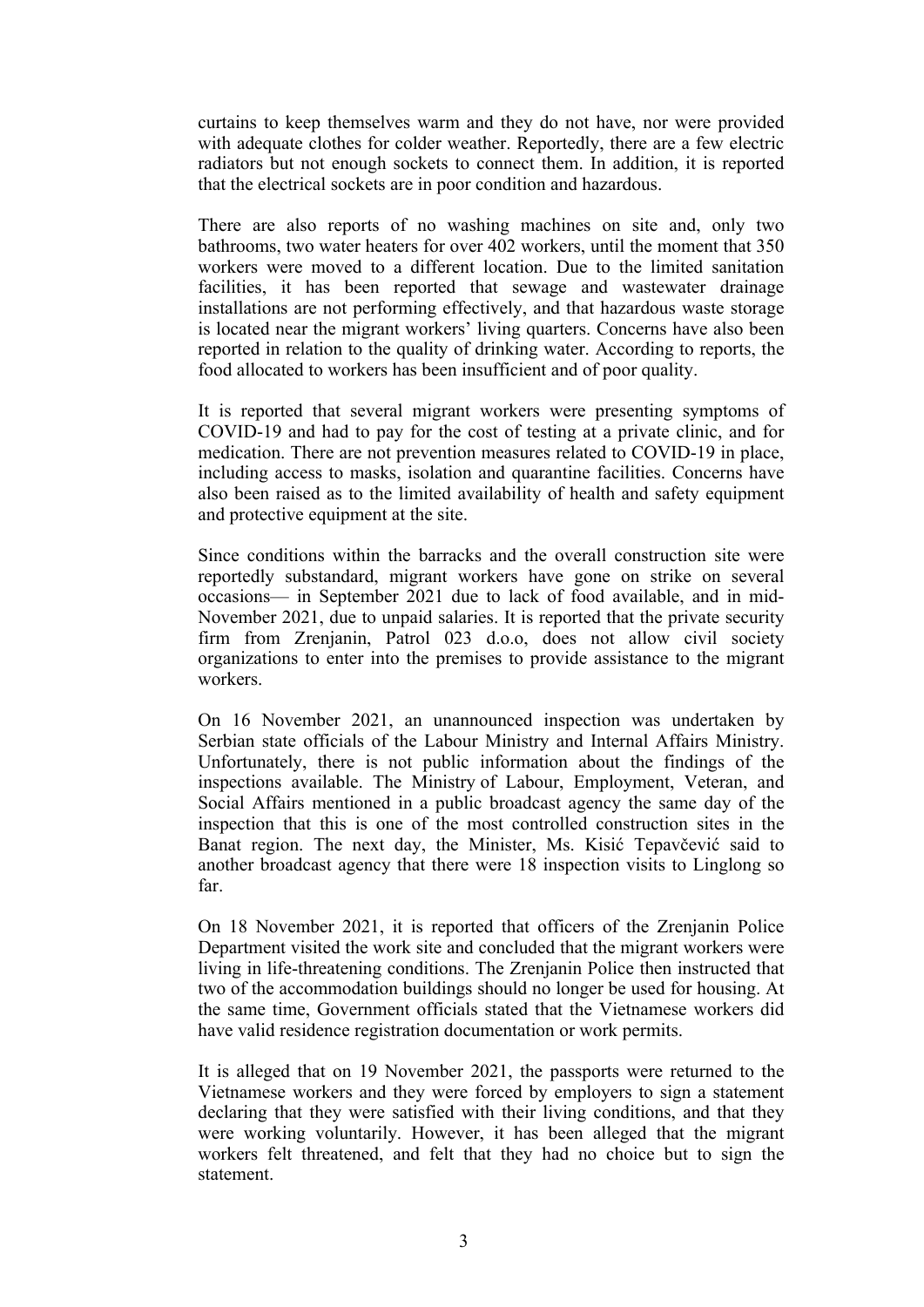curtains to keep themselves warm and they do not have, nor were provided with adequate clothes for colder weather. Reportedly, there are a few electric radiators but not enough sockets to connect them. In addition, it is reported that the electrical sockets are in poor condition and hazardous.

There are also reports of no washing machines on site and, only two bathrooms, two water heaters for over 402 workers, until the moment that 350 workers were moved to a different location. Due to the limited sanitation facilities, it has been reported that sewage and wastewater drainage installations are not performing effectively, and that hazardous waste storage is located near the migrant workers' living quarters. Concerns have also been reported in relation to the quality of drinking water. According to reports, the food allocated to workers has been insufficient and of poor quality.

It is reported that several migrant workers were presenting symptoms of COVID-19 and had to pay for the cost of testing at a private clinic, and for medication. There are not prevention measures related to COVID-19 in place, including access to masks, isolation and quarantine facilities. Concerns have also been raised as to the limited availability of health and safety equipment and protective equipment at the site.

Since conditions within the barracks and the overall construction site were reportedly substandard, migrant workers have gone on strike on several occasions— in September 2021 due to lack of food available, and in mid-November 2021, due to unpaid salaries. It is reported that the private security firm from Zrenjanin, Patrol 023 d.o.o, does not allow civil society organizations to enter into the premises to provide assistance to the migrant workers.

On 16 November 2021, an unannounced inspection was undertaken by Serbian state officials of the Labour Ministry and Internal Affairs Ministry. Unfortunately, there is not public information about the findings of the inspections available. The Ministry of Labour, Employment, Veteran, and Social Affairs mentioned in a public broadcast agency the same day of the inspection that this is one of the most controlled construction sites in the Banat region. The next day, the Minister, Ms. Kisić Tepavčević said to another broadcast agency that there were 18 inspection visits to Linglong so far.

On 18 November 2021, it is reported that officers of the Zrenjanin Police Department visited the work site and concluded that the migrant workers were living in life-threatening conditions. The Zrenjanin Police then instructed that two of the accommodation buildings should no longer be used for housing. At the same time, Government officials stated that the Vietnamese workers did have valid residence registration documentation or work permits.

It is alleged that on 19 November 2021, the passports were returned to the Vietnamese workers and they were forced by employers to sign a statement declaring that they were satisfied with their living conditions, and that they were working voluntarily. However, it has been alleged that the migrant workers felt threatened, and felt that they had no choice but to sign the statement.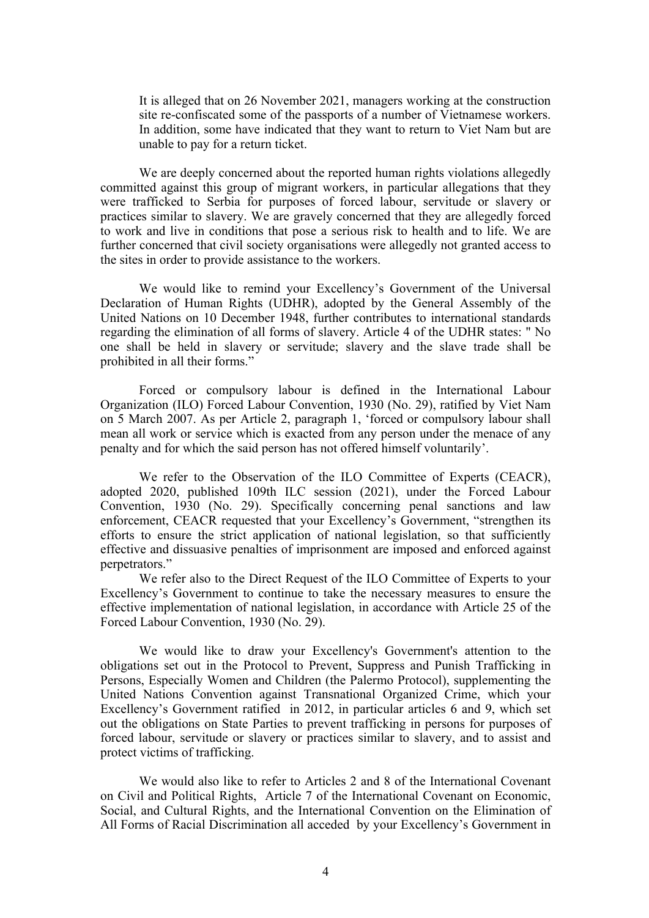It is alleged that on 26 November 2021, managers working at the construction site re-confiscated some of the passports of a number of Vietnamese workers. In addition, some have indicated that they want to return to Viet Nam but are unable to pay for a return ticket.

We are deeply concerned about the reported human rights violations allegedly committed against this group of migrant workers, in particular allegations that they were trafficked to Serbia for purposes of forced labour, servitude or slavery or practices similar to slavery. We are gravely concerned that they are allegedly forced to work and live in conditions that pose a serious risk to health and to life. We are further concerned that civil society organisations were allegedly not granted access to the sites in order to provide assistance to the workers.

We would like to remind your Excellency's Government of the Universal Declaration of Human Rights (UDHR), adopted by the General Assembly of the United Nations on 10 December 1948, further contributes to international standards regarding the elimination of all forms of slavery. Article 4 of the UDHR states: " No one shall be held in slavery or servitude; slavery and the slave trade shall be prohibited in all their forms."

Forced or compulsory labour is defined in the International Labour Organization (ILO) Forced Labour Convention, 1930 (No. 29), ratified by Viet Nam on 5 March 2007. As per Article 2, paragraph 1, 'forced or compulsory labour shall mean all work or service which is exacted from any person under the menace of any penalty and for which the said person has not offered himself voluntarily'.

We refer to the Observation of the ILO Committee of Experts (CEACR), adopted 2020, published 109th ILC session (2021), under the Forced Labour Convention, 1930 (No. 29). Specifically concerning penal sanctions and law enforcement, CEACR requested that your Excellency's Government, "strengthen its efforts to ensure the strict application of national legislation, so that sufficiently effective and dissuasive penalties of imprisonment are imposed and enforced against perpetrators."

We refer also to the Direct Request of the ILO Committee of Experts to your Excellency's Government to continue to take the necessary measures to ensure the effective implementation of national legislation, in accordance with Article 25 of the Forced Labour Convention, 1930 (No. 29).

We would like to draw your Excellency's Government's attention to the obligations set out in the Protocol to Prevent, Suppress and Punish Trafficking in Persons, Especially Women and Children (the Palermo Protocol), supplementing the United Nations Convention against Transnational Organized Crime, which your Excellency's Government ratified in 2012, in particular articles 6 and 9, which set out the obligations on State Parties to prevent trafficking in persons for purposes of forced labour, servitude or slavery or practices similar to slavery, and to assist and protect victims of trafficking.

We would also like to refer to Articles 2 and 8 of the International Covenant on Civil and Political Rights, Article 7 of the International Covenant on Economic, Social, and Cultural Rights, and the International Convention on the Elimination of All Forms of Racial Discrimination all acceded by your Excellency's Government in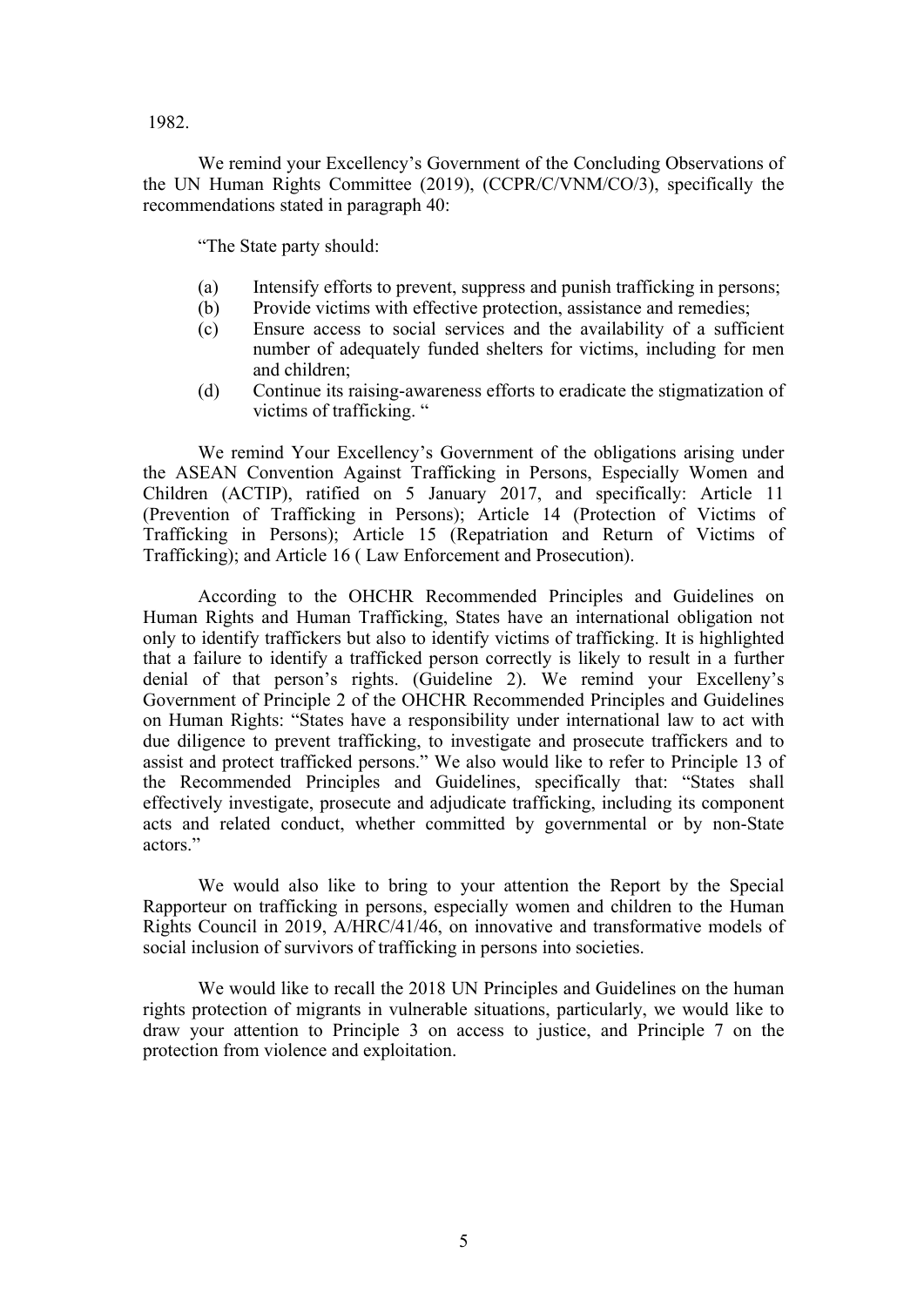1982.

We remind your Excellency's Government of the Concluding Observations of the UN Human Rights Committee (2019), (CCPR/C/VNM/CO/3), specifically the recommendations stated in paragraph 40:

"The State party should:

(a) Intensify efforts to prevent, suppress and punish trafficking in persons;
(b) Provide victims with effective protection, assistance and remedies;
(c) Ensure access to social services and the availability of a sufficient number of adequately funded shelters for victims, including for men and children;
(d) Continue its raising-awareness efforts to eradicate the stigmatization of victims of trafficking. "

We remind Your Excellency's Government of the obligations arising under the ASEAN Convention Against Trafficking in Persons, Especially Women and Children (ACTIP), ratified on 5 January 2017, and specifically: Article 11 (Prevention of Trafficking in Persons); Article 14 (Protection of Victims of Trafficking in Persons); Article 15 (Repatriation and Return of Victims of Trafficking); and Article 16 ( Law Enforcement and Prosecution).

According to the OHCHR Recommended Principles and Guidelines on Human Rights and Human Trafficking, States have an international obligation not only to identify traffickers but also to identify victims of trafficking. It is highlighted that a failure to identify a trafficked person correctly is likely to result in a further denial of that person's rights. (Guideline 2). We remind your Excelleny's Government of Principle 2 of the OHCHR Recommended Principles and Guidelines on Human Rights: "States have a responsibility under international law to act with due diligence to prevent trafficking, to investigate and prosecute traffickers and to assist and protect trafficked persons." We also would like to refer to Principle 13 of the Recommended Principles and Guidelines, specifically that: "States shall effectively investigate, prosecute and adjudicate trafficking, including its component acts and related conduct, whether committed by governmental or by non-State actors."

We would also like to bring to your attention the Report by the Special Rapporteur on trafficking in persons, especially women and children to the Human Rights Council in 2019, A/HRC/41/46, on innovative and transformative models of social inclusion of survivors of trafficking in persons into societies.

We would like to recall the 2018 UN Principles and Guidelines on the human rights protection of migrants in vulnerable situations, particularly, we would like to draw your attention to Principle 3 on access to justice, and Principle 7 on the protection from violence and exploitation.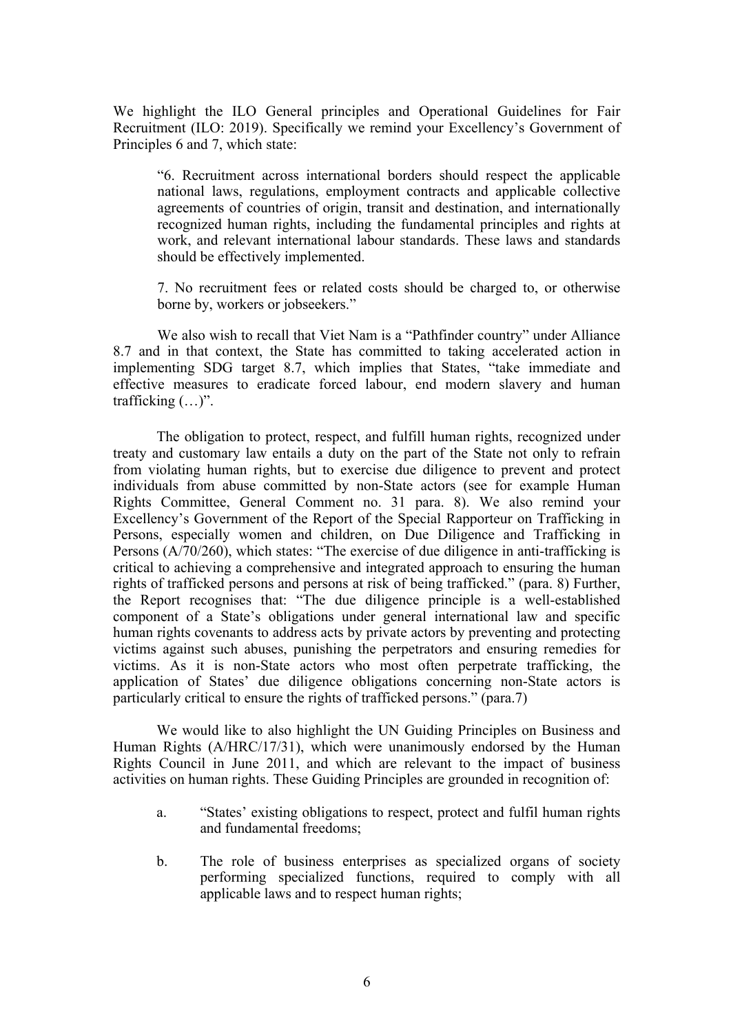We highlight the ILO General principles and Operational Guidelines for Fair Recruitment (ILO: 2019). Specifically we remind your Excellency's Government of Principles 6 and 7, which state:

> "6. Recruitment across international borders should respect the applicable national laws, regulations, employment contracts and applicable collective agreements of countries of origin, transit and destination, and internationally recognized human rights, including the fundamental principles and rights at work, and relevant international labour standards. These laws and standards should be effectively implemented.
>
> 7. No recruitment fees or related costs should be charged to, or otherwise borne by, workers or jobseekers."

We also wish to recall that Viet Nam is a "Pathfinder country" under Alliance 8.7 and in that context, the State has committed to taking accelerated action in implementing SDG target 8.7, which implies that States, "take immediate and effective measures to eradicate forced labour, end modern slavery and human trafficking (…)".

The obligation to protect, respect, and fulfill human rights, recognized under treaty and customary law entails a duty on the part of the State not only to refrain from violating human rights, but to exercise due diligence to prevent and protect individuals from abuse committed by non-State actors (see for example Human Rights Committee, General Comment no. 31 para. 8). We also remind your Excellency's Government of the Report of the Special Rapporteur on Trafficking in Persons, especially women and children, on Due Diligence and Trafficking in Persons (A/70/260), which states: "The exercise of due diligence in anti-trafficking is critical to achieving a comprehensive and integrated approach to ensuring the human rights of trafficked persons and persons at risk of being trafficked." (para. 8) Further, the Report recognises that: "The due diligence principle is a well-established component of a State's obligations under general international law and specific human rights covenants to address acts by private actors by preventing and protecting victims against such abuses, punishing the perpetrators and ensuring remedies for victims. As it is non-State actors who most often perpetrate trafficking, the application of States' due diligence obligations concerning non-State actors is particularly critical to ensure the rights of trafficked persons." (para.7)

We would like to also highlight the UN Guiding Principles on Business and Human Rights (A/HRC/17/31), which were unanimously endorsed by the Human Rights Council in June 2011, and which are relevant to the impact of business activities on human rights. These Guiding Principles are grounded in recognition of:

a. "States' existing obligations to respect, protect and fulfil human rights and fundamental freedoms;

b. The role of business enterprises as specialized organs of society performing specialized functions, required to comply with all applicable laws and to respect human rights;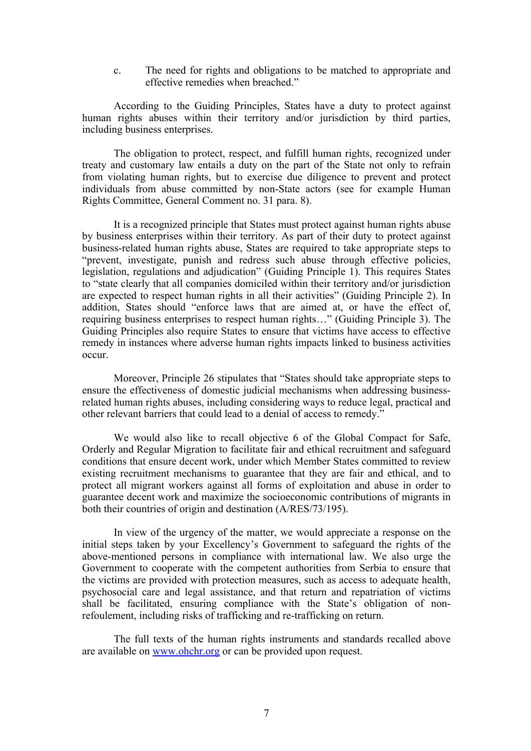c. The need for rights and obligations to be matched to appropriate and effective remedies when breached."

According to the Guiding Principles, States have a duty to protect against human rights abuses within their territory and/or jurisdiction by third parties, including business enterprises.

The obligation to protect, respect, and fulfill human rights, recognized under treaty and customary law entails a duty on the part of the State not only to refrain from violating human rights, but to exercise due diligence to prevent and protect individuals from abuse committed by non-State actors (see for example Human Rights Committee, General Comment no. 31 para. 8).

It is a recognized principle that States must protect against human rights abuse by business enterprises within their territory. As part of their duty to protect against business-related human rights abuse, States are required to take appropriate steps to "prevent, investigate, punish and redress such abuse through effective policies, legislation, regulations and adjudication" (Guiding Principle 1). This requires States to "state clearly that all companies domiciled within their territory and/or jurisdiction are expected to respect human rights in all their activities" (Guiding Principle 2). In addition, States should "enforce laws that are aimed at, or have the effect of, requiring business enterprises to respect human rights…" (Guiding Principle 3). The Guiding Principles also require States to ensure that victims have access to effective remedy in instances where adverse human rights impacts linked to business activities occur.

Moreover, Principle 26 stipulates that "States should take appropriate steps to ensure the effectiveness of domestic judicial mechanisms when addressing business-related human rights abuses, including considering ways to reduce legal, practical and other relevant barriers that could lead to a denial of access to remedy."

We would also like to recall objective 6 of the Global Compact for Safe, Orderly and Regular Migration to facilitate fair and ethical recruitment and safeguard conditions that ensure decent work, under which Member States committed to review existing recruitment mechanisms to guarantee that they are fair and ethical, and to protect all migrant workers against all forms of exploitation and abuse in order to guarantee decent work and maximize the socioeconomic contributions of migrants in both their countries of origin and destination (A/RES/73/195).

In view of the urgency of the matter, we would appreciate a response on the initial steps taken by your Excellency's Government to safeguard the rights of the above-mentioned persons in compliance with international law. We also urge the Government to cooperate with the competent authorities from Serbia to ensure that the victims are provided with protection measures, such as access to adequate health, psychosocial care and legal assistance, and that return and repatriation of victims shall be facilitated, ensuring compliance with the State's obligation of non-refoulement, including risks of trafficking and re-trafficking on return.

The full texts of the human rights instruments and standards recalled above are available on [www.ohchr.org](http://www.ohchr.org) or can be provided upon request.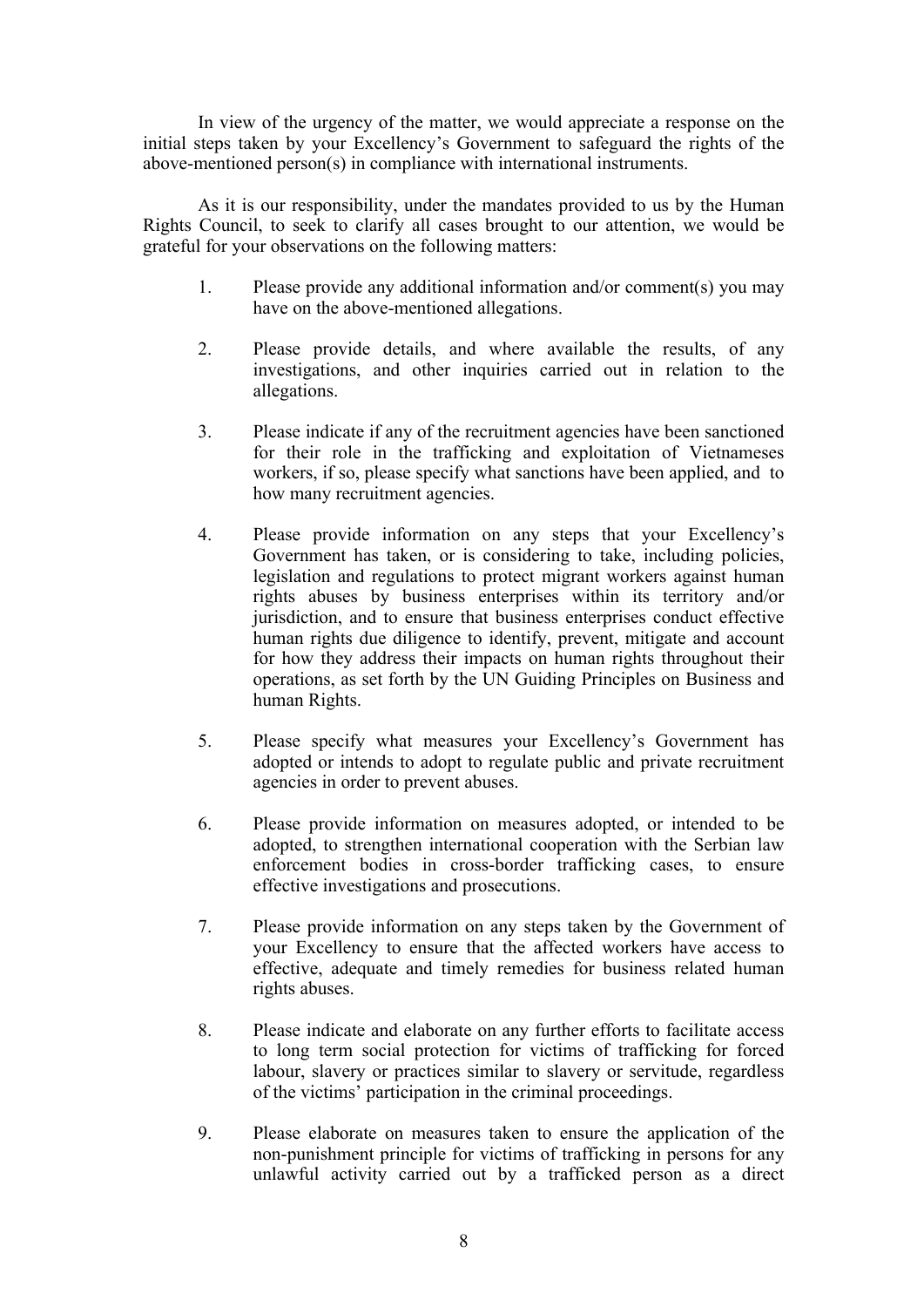In view of the urgency of the matter, we would appreciate a response on the initial steps taken by your Excellency's Government to safeguard the rights of the above-mentioned person(s) in compliance with international instruments.

As it is our responsibility, under the mandates provided to us by the Human Rights Council, to seek to clarify all cases brought to our attention, we would be grateful for your observations on the following matters:

1. Please provide any additional information and/or comment(s) you may have on the above-mentioned allegations.

2. Please provide details, and where available the results, of any investigations, and other inquiries carried out in relation to the allegations.

3. Please indicate if any of the recruitment agencies have been sanctioned for their role in the trafficking and exploitation of Vietnameses workers, if so, please specify what sanctions have been applied, and to how many recruitment agencies.

4. Please provide information on any steps that your Excellency's Government has taken, or is considering to take, including policies, legislation and regulations to protect migrant workers against human rights abuses by business enterprises within its territory and/or jurisdiction, and to ensure that business enterprises conduct effective human rights due diligence to identify, prevent, mitigate and account for how they address their impacts on human rights throughout their operations, as set forth by the UN Guiding Principles on Business and human Rights.

5. Please specify what measures your Excellency's Government has adopted or intends to adopt to regulate public and private recruitment agencies in order to prevent abuses.

6. Please provide information on measures adopted, or intended to be adopted, to strengthen international cooperation with the Serbian law enforcement bodies in cross-border trafficking cases, to ensure effective investigations and prosecutions.

7. Please provide information on any steps taken by the Government of your Excellency to ensure that the affected workers have access to effective, adequate and timely remedies for business related human rights abuses.

8. Please indicate and elaborate on any further efforts to facilitate access to long term social protection for victims of trafficking for forced labour, slavery or practices similar to slavery or servitude, regardless of the victims' participation in the criminal proceedings.

9. Please elaborate on measures taken to ensure the application of the non-punishment principle for victims of trafficking in persons for any unlawful activity carried out by a trafficked person as a direct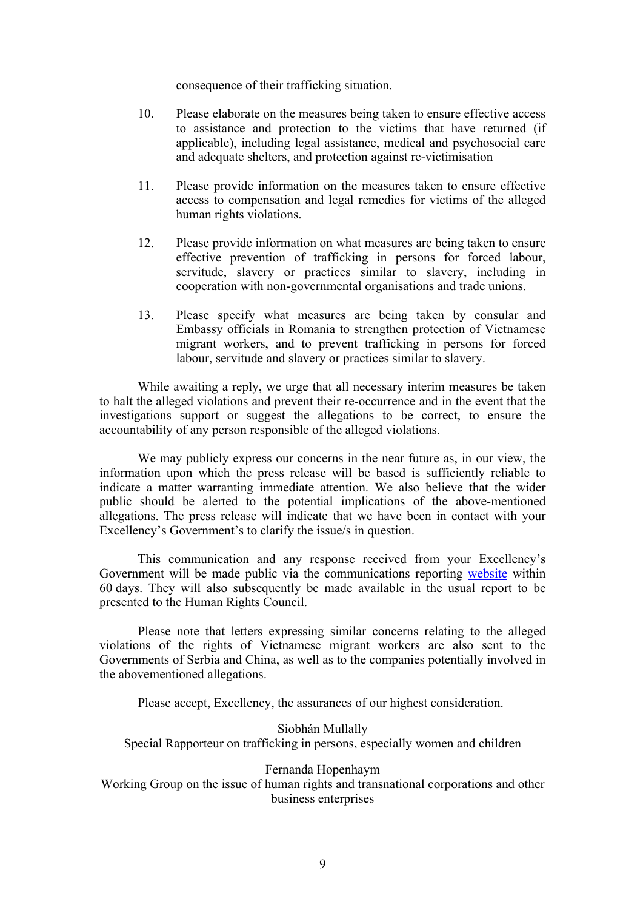consequence of their trafficking situation.

10. Please elaborate on the measures being taken to ensure effective access to assistance and protection to the victims that have returned (if applicable), including legal assistance, medical and psychosocial care and adequate shelters, and protection against re-victimisation

11. Please provide information on the measures taken to ensure effective access to compensation and legal remedies for victims of the alleged human rights violations.

12. Please provide information on what measures are being taken to ensure effective prevention of trafficking in persons for forced labour, servitude, slavery or practices similar to slavery, including in cooperation with non-governmental organisations and trade unions.

13. Please specify what measures are being taken by consular and Embassy officials in Romania to strengthen protection of Vietnamese migrant workers, and to prevent trafficking in persons for forced labour, servitude and slavery or practices similar to slavery.

While awaiting a reply, we urge that all necessary interim measures be taken to halt the alleged violations and prevent their re-occurrence and in the event that the investigations support or suggest the allegations to be correct, to ensure the accountability of any person responsible of the alleged violations.

We may publicly express our concerns in the near future as, in our view, the information upon which the press release will be based is sufficiently reliable to indicate a matter warranting immediate attention. We also believe that the wider public should be alerted to the potential implications of the above-mentioned allegations. The press release will indicate that we have been in contact with your Excellency's Government's to clarify the issue/s in question.

This communication and any response received from your Excellency's Government will be made public via the communications reporting website within 60 days. They will also subsequently be made available in the usual report to be presented to the Human Rights Council.

Please note that letters expressing similar concerns relating to the alleged violations of the rights of Vietnamese migrant workers are also sent to the Governments of Serbia and China, as well as to the companies potentially involved in the abovementioned allegations.

Please accept, Excellency, the assurances of our highest consideration.

Siobhán Mullally
Special Rapporteur on trafficking in persons, especially women and children

Fernanda Hopenhaym
Working Group on the issue of human rights and transnational corporations and other business enterprises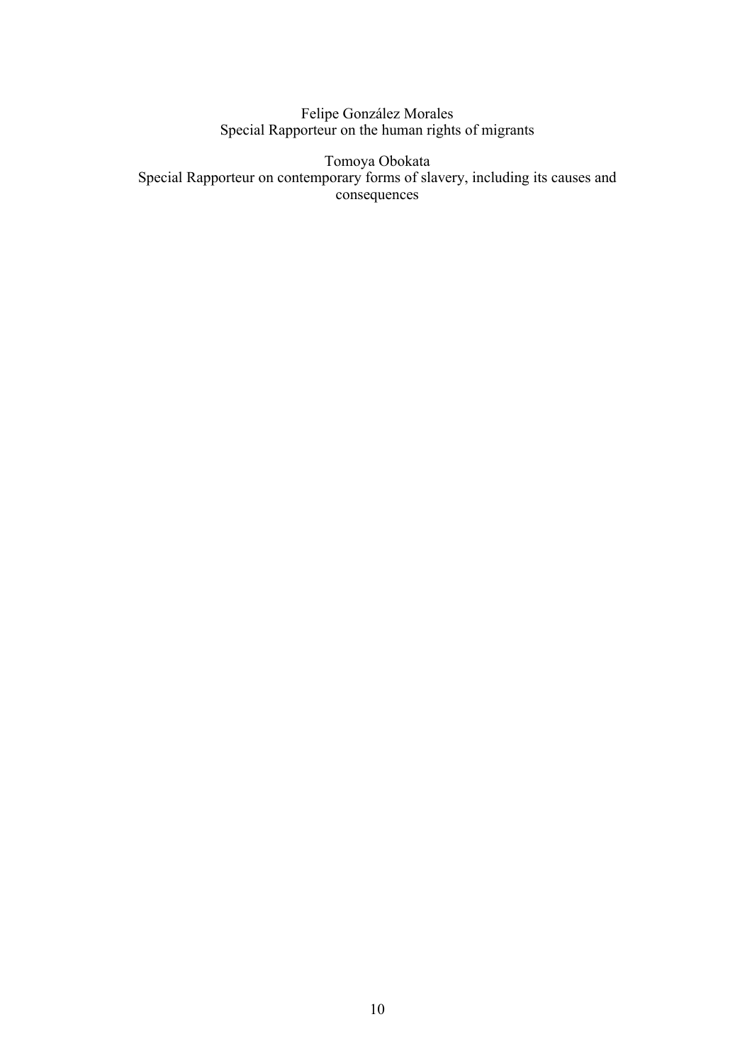Felipe González Morales
Special Rapporteur on the human rights of migrants

Tomoya Obokata
Special Rapporteur on contemporary forms of slavery, including its causes and consequences